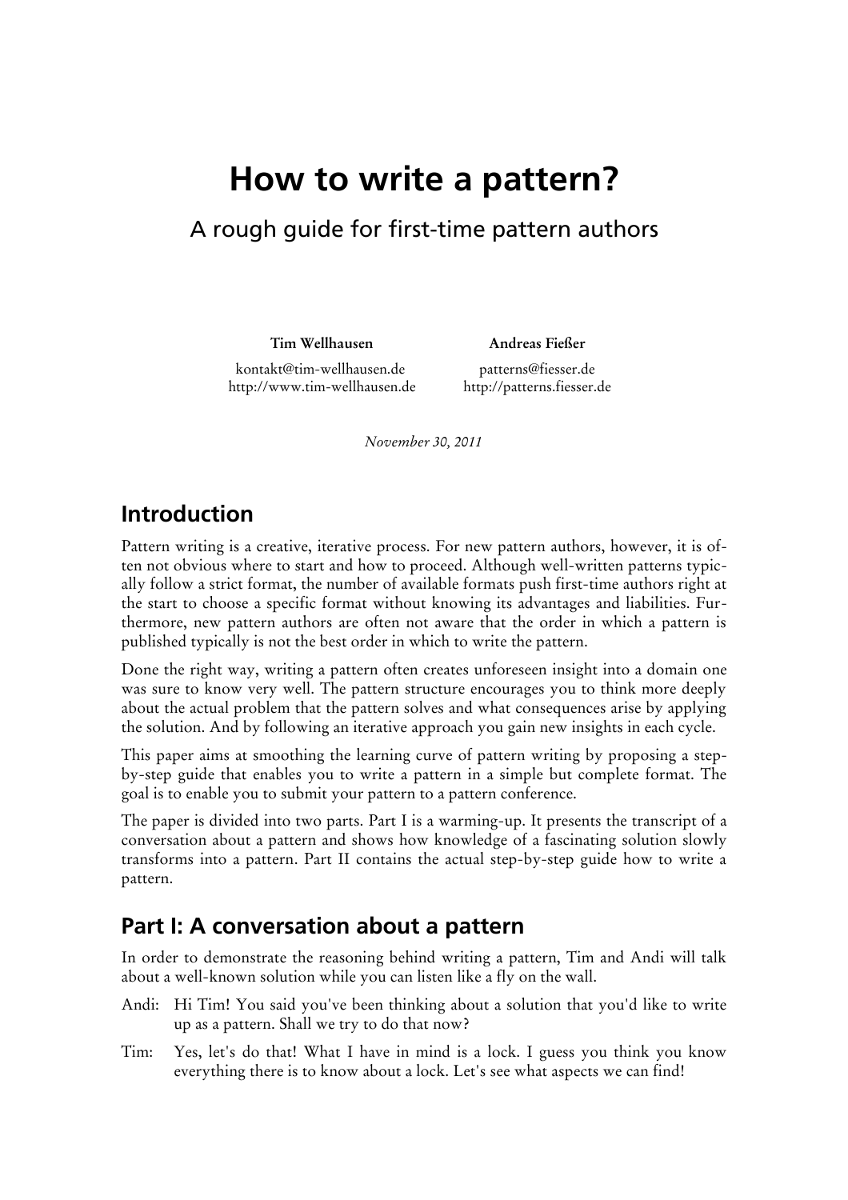# How to write a pattern?

## A rough guide for first-time pattern authors

**Tim Wellhausen**

kontakt@tim-wellhausen.de
http://www.tim-wellhausen.de

**Andreas Fießer**

patterns@fiesser.de
http://patterns.fiesser.de

*November 30, 2011*

## Introduction

Pattern writing is a creative, iterative process. For new pattern authors, however, it is often not obvious where to start and how to proceed. Although well-written patterns typically follow a strict format, the number of available formats push first-time authors right at the start to choose a specific format without knowing its advantages and liabilities. Furthermore, new pattern authors are often not aware that the order in which a pattern is published typically is not the best order in which to write the pattern.

Done the right way, writing a pattern often creates unforeseen insight into a domain one was sure to know very well. The pattern structure encourages you to think more deeply about the actual problem that the pattern solves and what consequences arise by applying the solution. And by following an iterative approach you gain new insights in each cycle.

This paper aims at smoothing the learning curve of pattern writing by proposing a step-by-step guide that enables you to write a pattern in a simple but complete format. The goal is to enable you to submit your pattern to a pattern conference.

The paper is divided into two parts. Part I is a warming-up. It presents the transcript of a conversation about a pattern and shows how knowledge of a fascinating solution slowly transforms into a pattern. Part II contains the actual step-by-step guide how to write a pattern.

## Part I: A conversation about a pattern

In order to demonstrate the reasoning behind writing a pattern, Tim and Andi will talk about a well-known solution while you can listen like a fly on the wall.

Andi: Hi Tim! You said you've been thinking about a solution that you'd like to write up as a pattern. Shall we try to do that now?

Tim: Yes, let's do that! What I have in mind is a lock. I guess you think you know everything there is to know about a lock. Let's see what aspects we can find!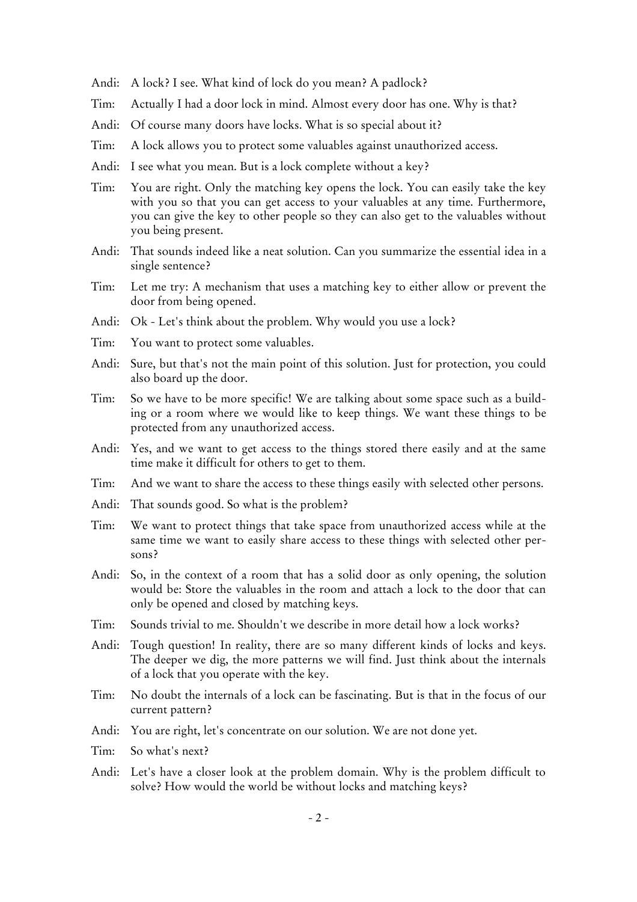Andi: A lock? I see. What kind of lock do you mean? A padlock?

Tim: Actually I had a door lock in mind. Almost every door has one. Why is that?

Andi: Of course many doors have locks. What is so special about it?

Tim: A lock allows you to protect some valuables against unauthorized access.

Andi: I see what you mean. But is a lock complete without a key?

Tim: You are right. Only the matching key opens the lock. You can easily take the key with you so that you can get access to your valuables at any time. Furthermore, you can give the key to other people so they can also get to the valuables without you being present.

Andi: That sounds indeed like a neat solution. Can you summarize the essential idea in a single sentence?

Tim: Let me try: A mechanism that uses a matching key to either allow or prevent the door from being opened.

Andi: Ok - Let's think about the problem. Why would you use a lock?

Tim: You want to protect some valuables.

Andi: Sure, but that's not the main point of this solution. Just for protection, you could also board up the door.

Tim: So we have to be more specific! We are talking about some space such as a building or a room where we would like to keep things. We want these things to be protected from any unauthorized access.

Andi: Yes, and we want to get access to the things stored there easily and at the same time make it difficult for others to get to them.

Tim: And we want to share the access to these things easily with selected other persons.

Andi: That sounds good. So what is the problem?

Tim: We want to protect things that take space from unauthorized access while at the same time we want to easily share access to these things with selected other persons?

Andi: So, in the context of a room that has a solid door as only opening, the solution would be: Store the valuables in the room and attach a lock to the door that can only be opened and closed by matching keys.

Tim: Sounds trivial to me. Shouldn't we describe in more detail how a lock works?

Andi: Tough question! In reality, there are so many different kinds of locks and keys. The deeper we dig, the more patterns we will find. Just think about the internals of a lock that you operate with the key.

Tim: No doubt the internals of a lock can be fascinating. But is that in the focus of our current pattern?

Andi: You are right, let's concentrate on our solution. We are not done yet.

Tim: So what's next?

Andi: Let's have a closer look at the problem domain. Why is the problem difficult to solve? How would the world be without locks and matching keys?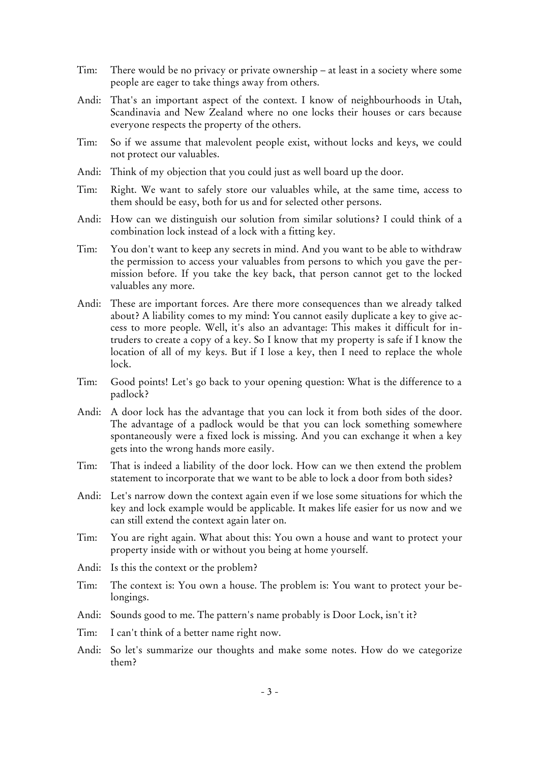Tim: There would be no privacy or private ownership – at least in a society where some people are eager to take things away from others.

Andi: That's an important aspect of the context. I know of neighbourhoods in Utah, Scandinavia and New Zealand where no one locks their houses or cars because everyone respects the property of the others.

Tim: So if we assume that malevolent people exist, without locks and keys, we could not protect our valuables.

Andi: Think of my objection that you could just as well board up the door.

Tim: Right. We want to safely store our valuables while, at the same time, access to them should be easy, both for us and for selected other persons.

Andi: How can we distinguish our solution from similar solutions? I could think of a combination lock instead of a lock with a fitting key.

Tim: You don't want to keep any secrets in mind. And you want to be able to withdraw the permission to access your valuables from persons to which you gave the permission before. If you take the key back, that person cannot get to the locked valuables any more.

Andi: These are important forces. Are there more consequences than we already talked about? A liability comes to my mind: You cannot easily duplicate a key to give access to more people. Well, it's also an advantage: This makes it difficult for intruders to create a copy of a key. So I know that my property is safe if I know the location of all of my keys. But if I lose a key, then I need to replace the whole lock.

Tim: Good points! Let's go back to your opening question: What is the difference to a padlock?

Andi: A door lock has the advantage that you can lock it from both sides of the door. The advantage of a padlock would be that you can lock something somewhere spontaneously were a fixed lock is missing. And you can exchange it when a key gets into the wrong hands more easily.

Tim: That is indeed a liability of the door lock. How can we then extend the problem statement to incorporate that we want to be able to lock a door from both sides?

Andi: Let's narrow down the context again even if we lose some situations for which the key and lock example would be applicable. It makes life easier for us now and we can still extend the context again later on.

Tim: You are right again. What about this: You own a house and want to protect your property inside with or without you being at home yourself.

Andi: Is this the context or the problem?

Tim: The context is: You own a house. The problem is: You want to protect your belongings.

Andi: Sounds good to me. The pattern's name probably is Door Lock, isn't it?

Tim: I can't think of a better name right now.

Andi: So let's summarize our thoughts and make some notes. How do we categorize them?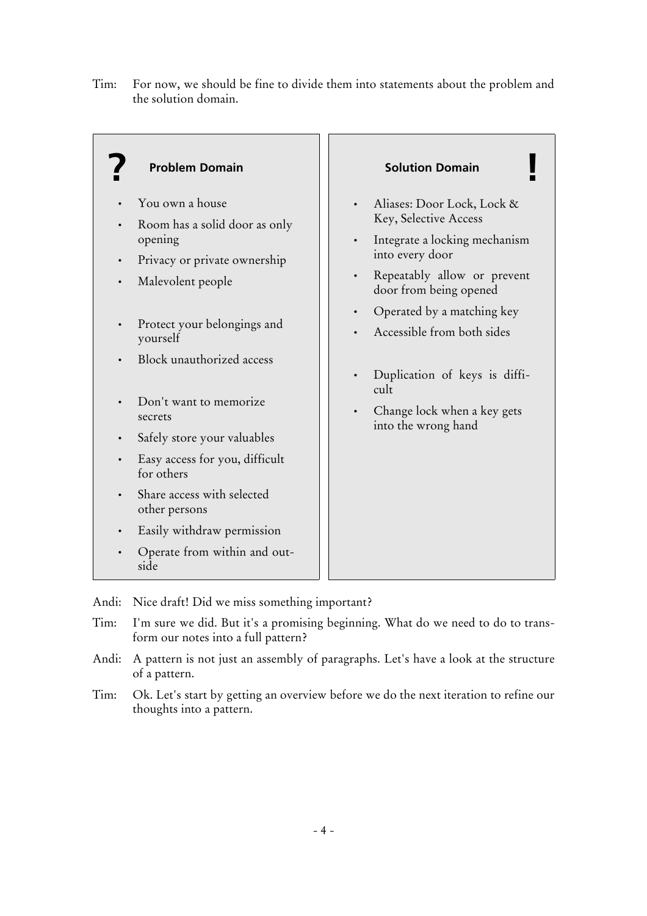Tim: For now, we should be fine to divide them into statements about the problem and the solution domain.

| ? **Problem Domain** | **Solution Domain** ! |
|---|---|
| • You own a house<br>• Room has a solid door as only opening<br>• Privacy or private ownership<br>• Malevolent people<br><br>• Protect your belongings and yourself<br>• Block unauthorized access<br><br>• Don't want to memorize secrets<br>• Safely store your valuables<br>• Easy access for you, difficult for others<br>• Share access with selected other persons<br>• Easily withdraw permission<br>• Operate from within and outside | • Aliases: Door Lock, Lock & Key, Selective Access<br>• Integrate a locking mechanism into every door<br>• Repeatably allow or prevent door from being opened<br>• Operated by a matching key<br>• Accessible from both sides<br><br>• Duplication of keys is difficult<br>• Change lock when a key gets into the wrong hand |

Andi: Nice draft! Did we miss something important?

Tim: I'm sure we did. But it's a promising beginning. What do we need to do to transform our notes into a full pattern?

Andi: A pattern is not just an assembly of paragraphs. Let's have a look at the structure of a pattern.

Tim: Ok. Let's start by getting an overview before we do the next iteration to refine our thoughts into a pattern.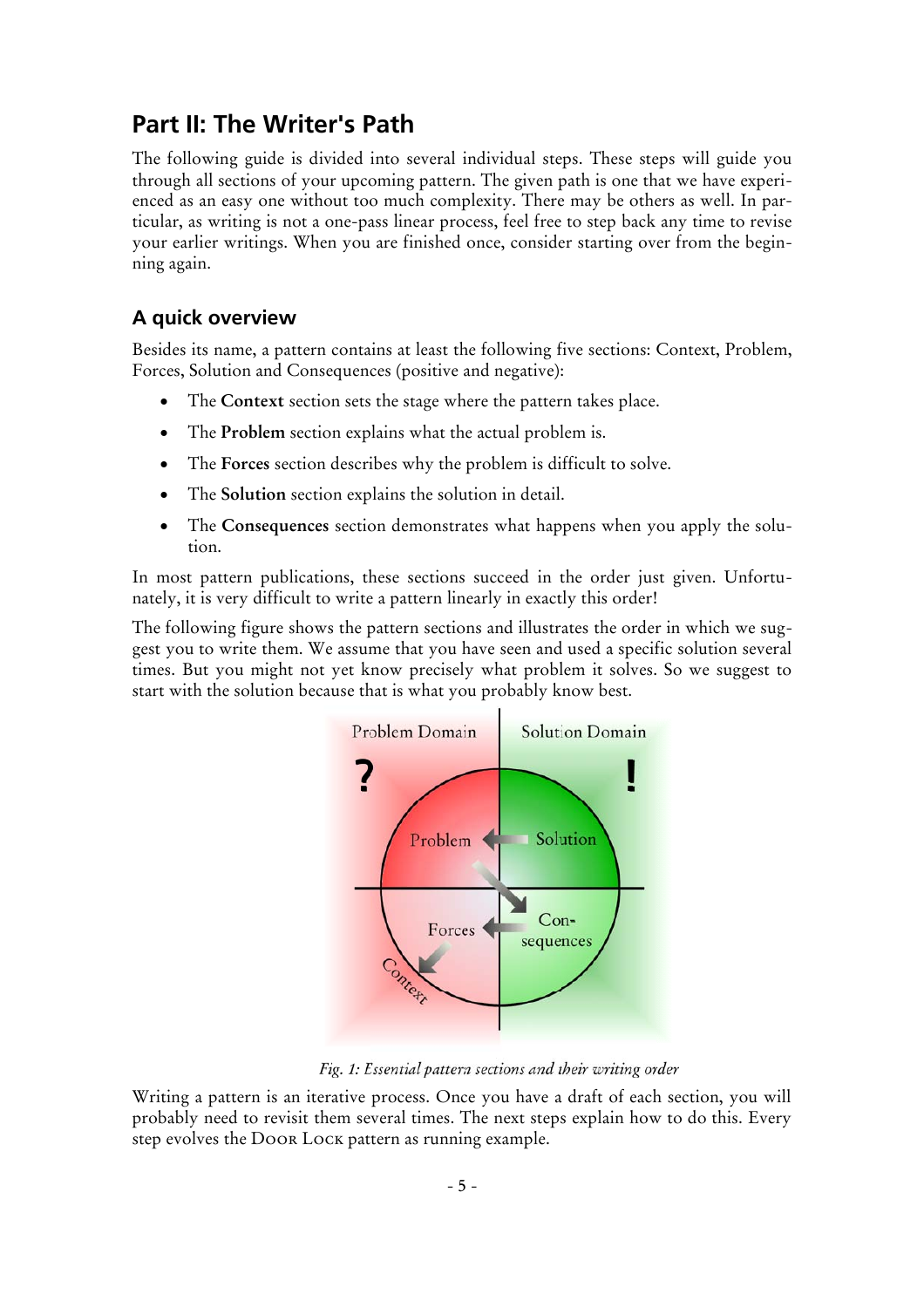## Part II: The Writer's Path

The following guide is divided into several individual steps. These steps will guide you through all sections of your upcoming pattern. The given path is one that we have experienced as an easy one without too much complexity. There may be others as well. In particular, as writing is not a one-pass linear process, feel free to step back any time to revise your earlier writings. When you are finished once, consider starting over from the beginning again.

### A quick overview

Besides its name, a pattern contains at least the following five sections: Context, Problem, Forces, Solution and Consequences (positive and negative):

- The **Context** section sets the stage where the pattern takes place.
- The **Problem** section explains what the actual problem is.
- The **Forces** section describes why the problem is difficult to solve.
- The **Solution** section explains the solution in detail.
- The **Consequences** section demonstrates what happens when you apply the solution.

In most pattern publications, these sections succeed in the order just given. Unfortunately, it is very difficult to write a pattern linearly in exactly this order!

The following figure shows the pattern sections and illustrates the order in which we suggest you to write them. We assume that you have seen and used a specific solution several times. But you might not yet know precisely what problem it solves. So we suggest to start with the solution because that is what you probably know best.

*Fig. 1: Essential pattern sections and their writing order*

Writing a pattern is an iterative process. Once you have a draft of each section, you will probably need to revisit them several times. The next steps explain how to do this. Every step evolves the Door Lock pattern as running example.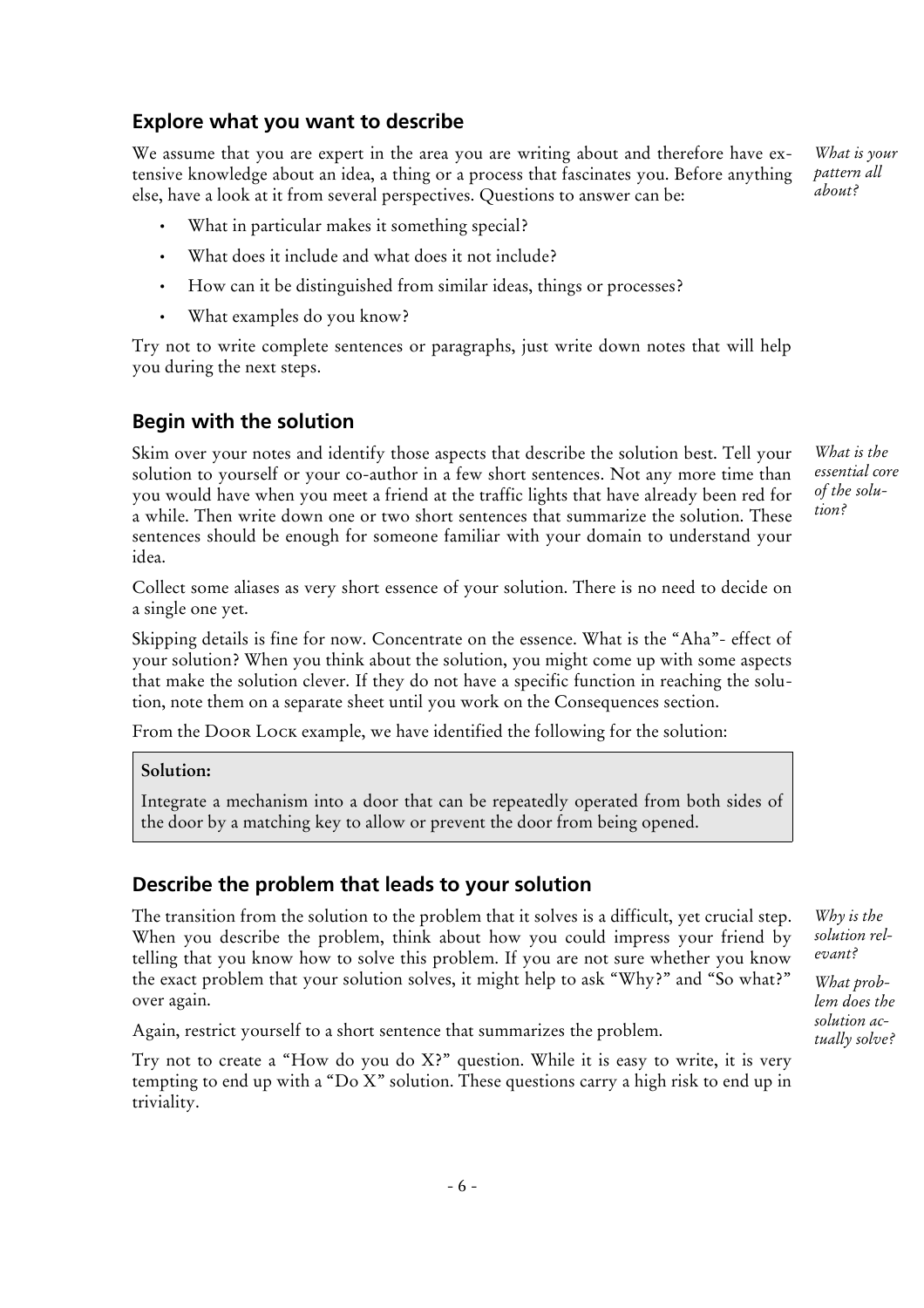## Explore what you want to describe

*What is your pattern all about?*

We assume that you are expert in the area you are writing about and therefore have extensive knowledge about an idea, a thing or a process that fascinates you. Before anything else, have a look at it from several perspectives. Questions to answer can be:

- What in particular makes it something special?
- What does it include and what does it not include?
- How can it be distinguished from similar ideas, things or processes?
- What examples do you know?

Try not to write complete sentences or paragraphs, just write down notes that will help you during the next steps.

## Begin with the solution

*What is the essential core of the solution?*

Skim over your notes and identify those aspects that describe the solution best. Tell your solution to yourself or your co-author in a few short sentences. Not any more time than you would have when you meet a friend at the traffic lights that have already been red for a while. Then write down one or two short sentences that summarize the solution. These sentences should be enough for someone familiar with your domain to understand your idea.

Collect some aliases as very short essence of your solution. There is no need to decide on a single one yet.

Skipping details is fine for now. Concentrate on the essence. What is the "Aha"- effect of your solution? When you think about the solution, you might come up with some aspects that make the solution clever. If they do not have a specific function in reaching the solution, note them on a separate sheet until you work on the Consequences section.

From the Door Lock example, we have identified the following for the solution:

> **Solution:**
>
> Integrate a mechanism into a door that can be repeatedly operated from both sides of the door by a matching key to allow or prevent the door from being opened.

## Describe the problem that leads to your solution

*Why is the solution relevant?*

*What problem does the solution actually solve?*

The transition from the solution to the problem that it solves is a difficult, yet crucial step. When you describe the problem, think about how you could impress your friend by telling that you know how to solve this problem. If you are not sure whether you know the exact problem that your solution solves, it might help to ask "Why?" and "So what?" over again.

Again, restrict yourself to a short sentence that summarizes the problem.

Try not to create a "How do you do X?" question. While it is easy to write, it is very tempting to end up with a "Do X" solution. These questions carry a high risk to end up in triviality.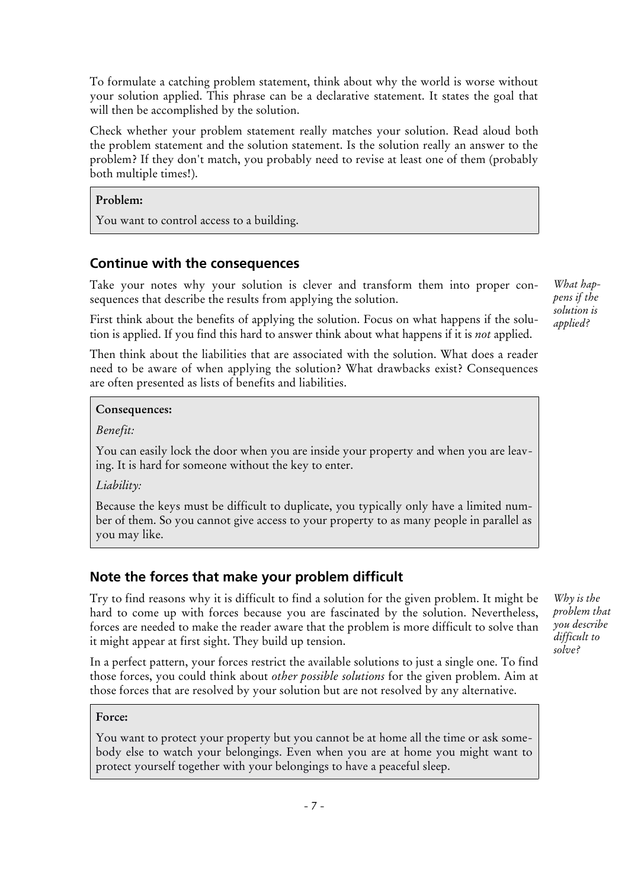To formulate a catching problem statement, think about why the world is worse without your solution applied. This phrase can be a declarative statement. It states the goal that will then be accomplished by the solution.

Check whether your problem statement really matches your solution. Read aloud both the problem statement and the solution statement. Is the solution really an answer to the problem? If they don't match, you probably need to revise at least one of them (probably both multiple times!).

> **Problem:**
>
> You want to control access to a building.

## Continue with the consequences

*What happens if the solution is applied?*

Take your notes why your solution is clever and transform them into proper consequences that describe the results from applying the solution.

First think about the benefits of applying the solution. Focus on what happens if the solution is applied. If you find this hard to answer think about what happens if it is *not* applied.

Then think about the liabilities that are associated with the solution. What does a reader need to be aware of when applying the solution? What drawbacks exist? Consequences are often presented as lists of benefits and liabilities.

> **Consequences:**
>
> *Benefit:*
>
> You can easily lock the door when you are inside your property and when you are leaving. It is hard for someone without the key to enter.
>
> *Liability:*
>
> Because the keys must be difficult to duplicate, you typically only have a limited number of them. So you cannot give access to your property to as many people in parallel as you may like.

## Note the forces that make your problem difficult

*Why is the problem that you describe difficult to solve?*

Try to find reasons why it is difficult to find a solution for the given problem. It might be hard to come up with forces because you are fascinated by the solution. Nevertheless, forces are needed to make the reader aware that the problem is more difficult to solve than it might appear at first sight. They build up tension.

In a perfect pattern, your forces restrict the available solutions to just a single one. To find those forces, you could think about *other possible solutions* for the given problem. Aim at those forces that are resolved by your solution but are not resolved by any alternative.

> **Force:**
>
> You want to protect your property but you cannot be at home all the time or ask somebody else to watch your belongings. Even when you are at home you might want to protect yourself together with your belongings to have a peaceful sleep.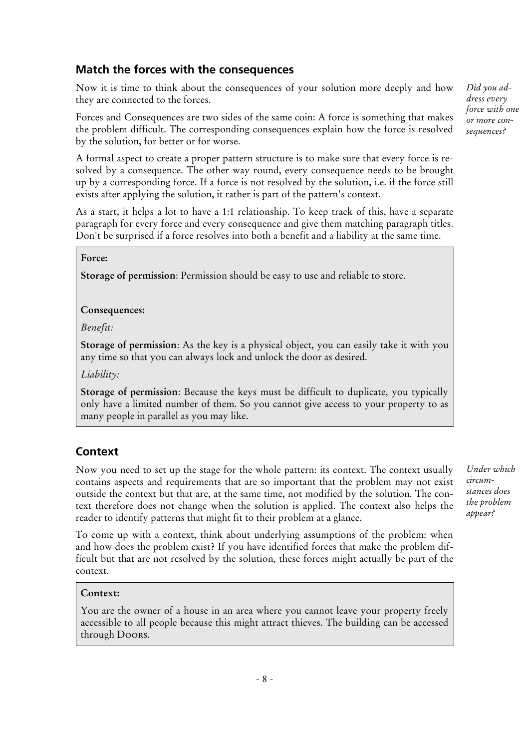## Match the forces with the consequences

*Did you address every force with one or more consequences?*

Now it is time to think about the consequences of your solution more deeply and how they are connected to the forces.

Forces and Consequences are two sides of the same coin: A force is something that makes the problem difficult. The corresponding consequences explain how the force is resolved by the solution, for better or for worse.

A formal aspect to create a proper pattern structure is to make sure that every force is resolved by a consequence. The other way round, every consequence needs to be brought up by a corresponding force. If a force is not resolved by the solution, i.e. if the force still exists after applying the solution, it rather is part of the pattern's context.

As a start, it helps a lot to have a 1:1 relationship. To keep track of this, have a separate paragraph for every force and every consequence and give them matching paragraph titles. Don't be surprised if a force resolves into both a benefit and a liability at the same time.

> **Force:**
>
> **Storage of permission**: Permission should be easy to use and reliable to store.
>
> **Consequences:**
>
> *Benefit:*
>
> **Storage of permission**: As the key is a physical object, you can easily take it with you any time so that you can always lock and unlock the door as desired.
>
> *Liability:*
>
> **Storage of permission**: Because the keys must be difficult to duplicate, you typically only have a limited number of them. So you cannot give access to your property to as many people in parallel as you may like.

## Context

*Under which circumstances does the problem appear?*

Now you need to set up the stage for the whole pattern: its context. The context usually contains aspects and requirements that are so important that the problem may not exist outside the context but that are, at the same time, not modified by the solution. The context therefore does not change when the solution is applied. The context also helps the reader to identify patterns that might fit to their problem at a glance.

To come up with a context, think about underlying assumptions of the problem: when and how does the problem exist? If you have identified forces that make the problem difficult but that are not resolved by the solution, these forces might actually be part of the context.

> **Context:**
>
> You are the owner of a house in an area where you cannot leave your property freely accessible to all people because this might attract thieves. The building can be accessed through DOORS.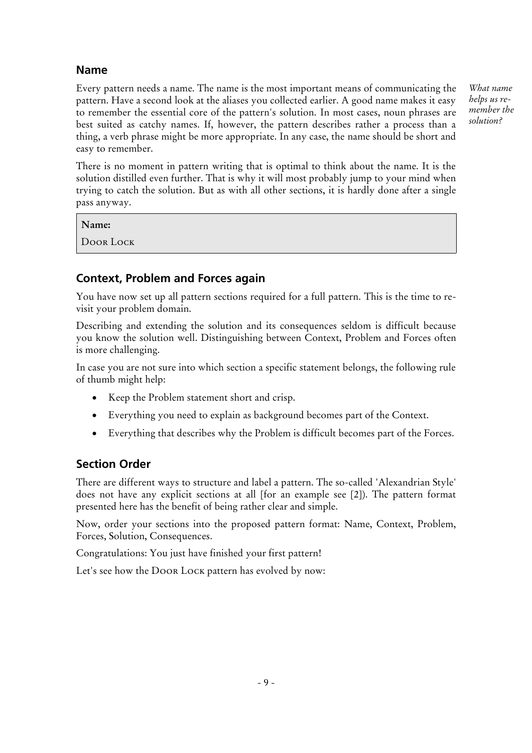## Name

Every pattern needs a name. The name is the most important means of communicating the pattern. Have a second look at the aliases you collected earlier. A good name makes it easy to remember the essential core of the pattern's solution. In most cases, noun phrases are best suited as catchy names. If, however, the pattern describes rather a process than a thing, a verb phrase might be more appropriate. In any case, the name should be short and easy to remember.

*What name helps us remember the solution?*

There is no moment in pattern writing that is optimal to think about the name. It is the solution distilled even further. That is why it will most probably jump to your mind when trying to catch the solution. But as with all other sections, it is hardly done after a single pass anyway.

> **Name:**
>
> DOOR LOCK

## Context, Problem and Forces again

You have now set up all pattern sections required for a full pattern. This is the time to revisit your problem domain.

Describing and extending the solution and its consequences seldom is difficult because you know the solution well. Distinguishing between Context, Problem and Forces often is more challenging.

In case you are not sure into which section a specific statement belongs, the following rule of thumb might help:

- Keep the Problem statement short and crisp.
- Everything you need to explain as background becomes part of the Context.
- Everything that describes why the Problem is difficult becomes part of the Forces.

## Section Order

There are different ways to structure and label a pattern. The so-called 'Alexandrian Style' does not have any explicit sections at all [for an example see [2]). The pattern format presented here has the benefit of being rather clear and simple.

Now, order your sections into the proposed pattern format: Name, Context, Problem, Forces, Solution, Consequences.

Congratulations: You just have finished your first pattern!

Let's see how the DOOR LOCK pattern has evolved by now: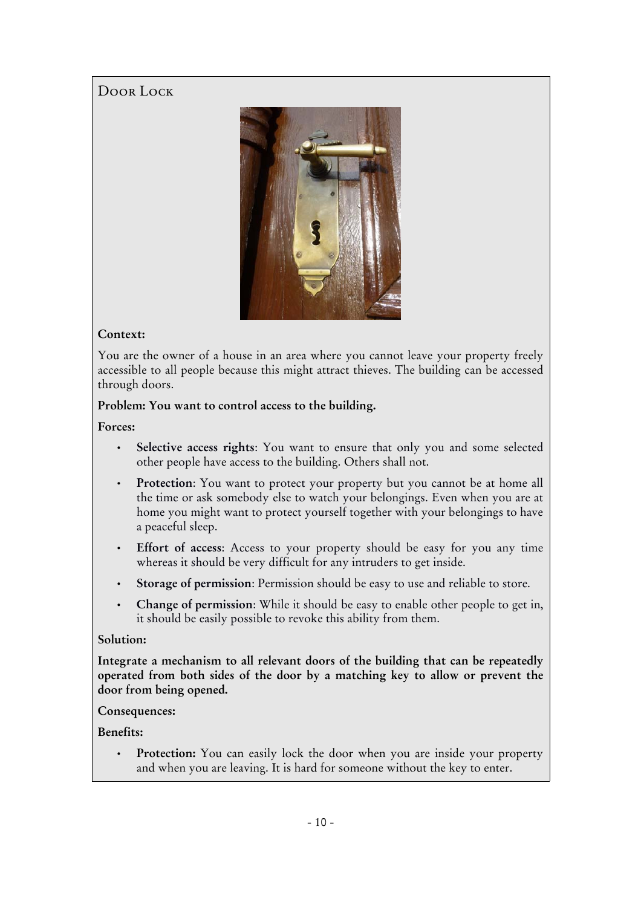## Door Lock

**Context:**

You are the owner of a house in an area where you cannot leave your property freely accessible to all people because this might attract thieves. The building can be accessed through doors.

**Problem: You want to control access to the building.**

**Forces:**

- **Selective access rights**: You want to ensure that only you and some selected other people have access to the building. Others shall not.
- **Protection**: You want to protect your property but you cannot be at home all the time or ask somebody else to watch your belongings. Even when you are at home you might want to protect yourself together with your belongings to have a peaceful sleep.
- **Effort of access**: Access to your property should be easy for you any time whereas it should be very difficult for any intruders to get inside.
- **Storage of permission**: Permission should be easy to use and reliable to store.
- **Change of permission**: While it should be easy to enable other people to get in, it should be easily possible to revoke this ability from them.

**Solution:**

**Integrate a mechanism to all relevant doors of the building that can be repeatedly operated from both sides of the door by a matching key to allow or prevent the door from being opened.**

**Consequences:**

**Benefits:**

- **Protection:** You can easily lock the door when you are inside your property and when you are leaving. It is hard for someone without the key to enter.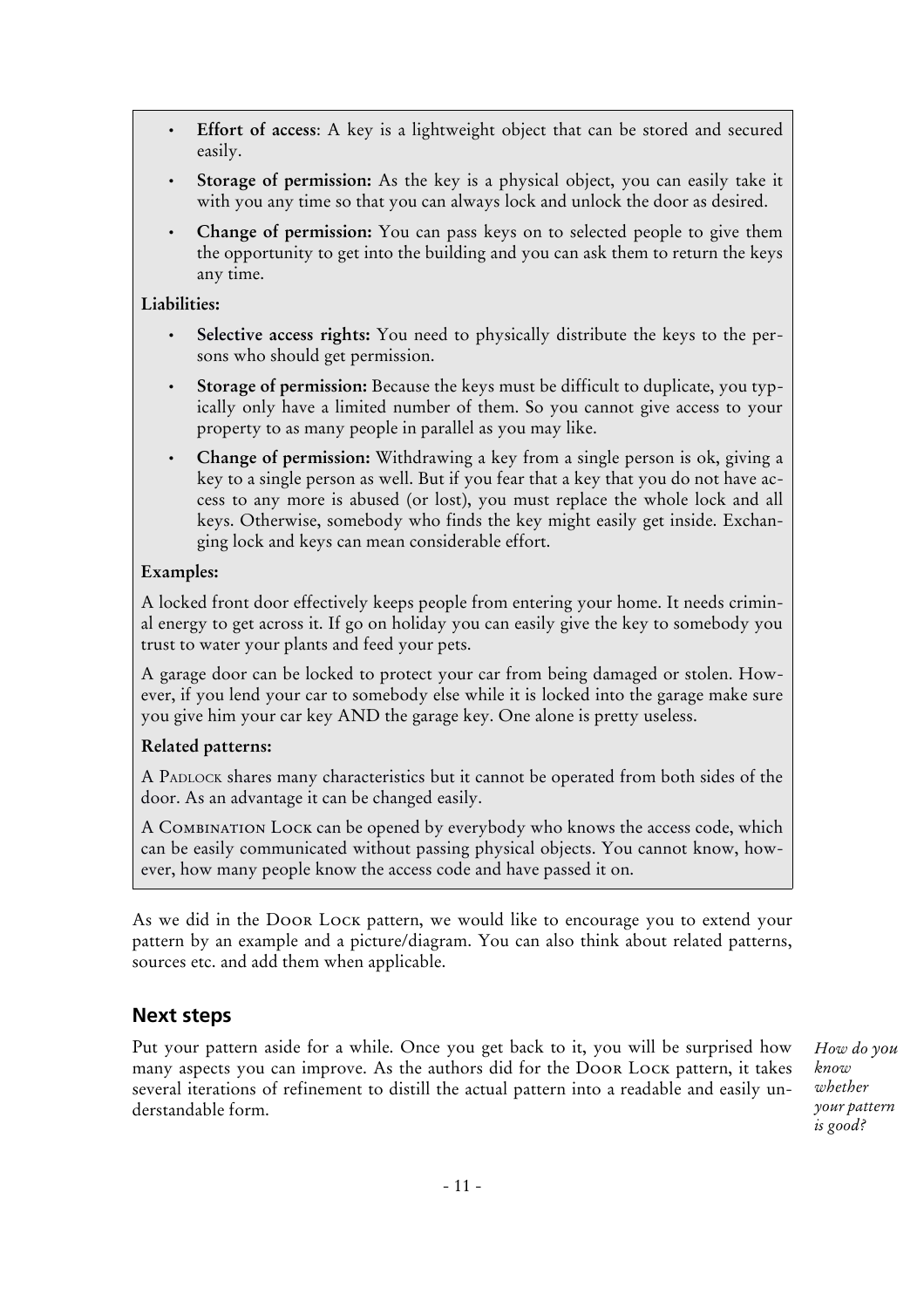- **Effort of access**: A key is a lightweight object that can be stored and secured easily.
- **Storage of permission:** As the key is a physical object, you can easily take it with you any time so that you can always lock and unlock the door as desired.
- **Change of permission:** You can pass keys on to selected people to give them the opportunity to get into the building and you can ask them to return the keys any time.

**Liabilities:**

- **Selective access rights:** You need to physically distribute the keys to the persons who should get permission.
- **Storage of permission:** Because the keys must be difficult to duplicate, you typically only have a limited number of them. So you cannot give access to your property to as many people in parallel as you may like.
- **Change of permission:** Withdrawing a key from a single person is ok, giving a key to a single person as well. But if you fear that a key that you do not have access to any more is abused (or lost), you must replace the whole lock and all keys. Otherwise, somebody who finds the key might easily get inside. Exchanging lock and keys can mean considerable effort.

**Examples:**

A locked front door effectively keeps people from entering your home. It needs criminal energy to get across it. If go on holiday you can easily give the key to somebody you trust to water your plants and feed your pets.

A garage door can be locked to protect your car from being damaged or stolen. However, if you lend your car to somebody else while it is locked into the garage make sure you give him your car key AND the garage key. One alone is pretty useless.

**Related patterns:**

A PADLOCK shares many characteristics but it cannot be operated from both sides of the door. As an advantage it can be changed easily.

A COMBINATION LOCK can be opened by everybody who knows the access code, which can be easily communicated without passing physical objects. You cannot know, however, how many people know the access code and have passed it on.

As we did in the DOOR LOCK pattern, we would like to encourage you to extend your pattern by an example and a picture/diagram. You can also think about related patterns, sources etc. and add them when applicable.

## Next steps

*How do you know whether your pattern is good?*

Put your pattern aside for a while. Once you get back to it, you will be surprised how many aspects you can improve. As the authors did for the DOOR LOCK pattern, it takes several iterations of refinement to distill the actual pattern into a readable and easily understandable form.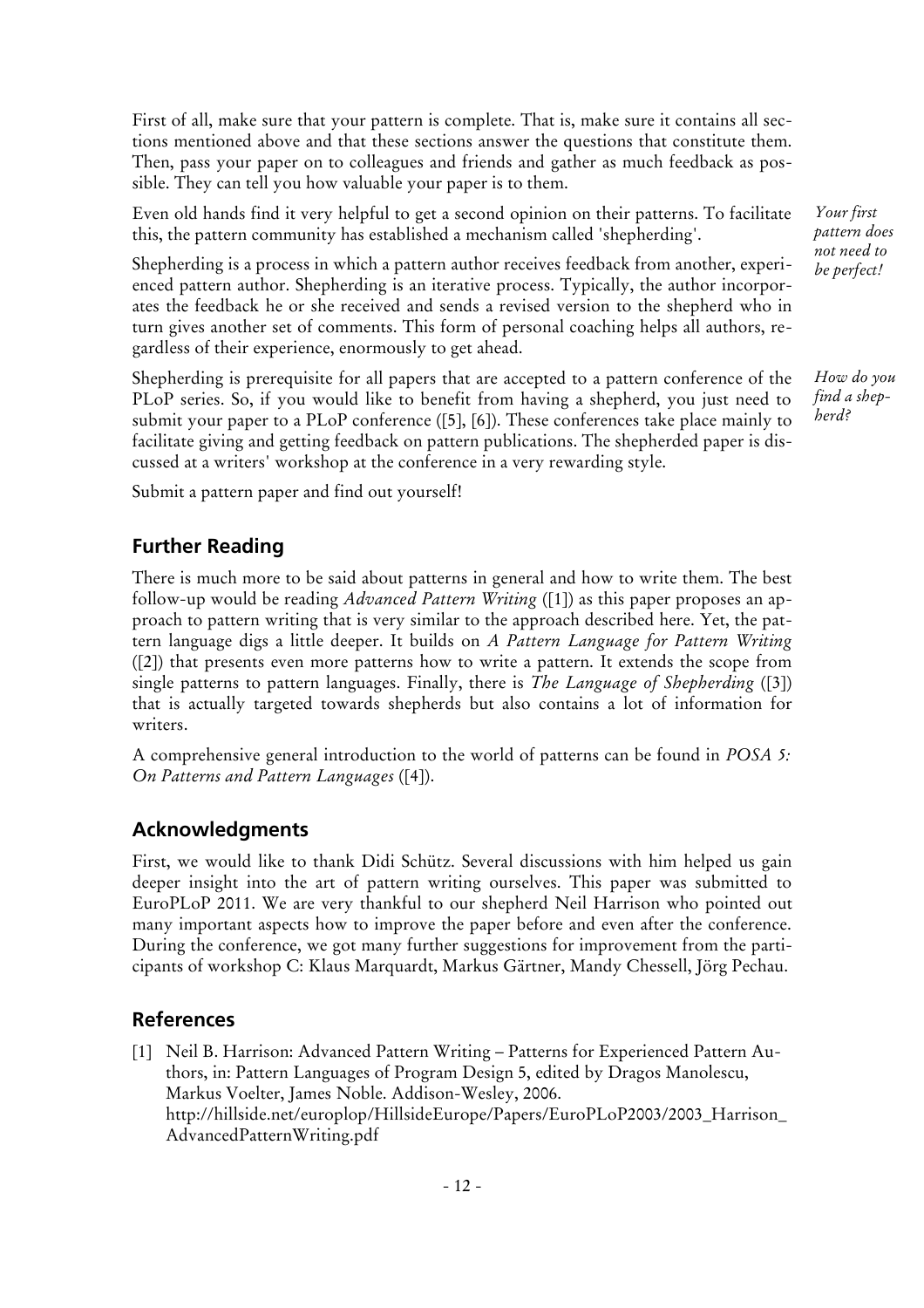First of all, make sure that your pattern is complete. That is, make sure it contains all sections mentioned above and that these sections answer the questions that constitute them. Then, pass your paper on to colleagues and friends and gather as much feedback as possible. They can tell you how valuable your paper is to them.

*Your first pattern does not need to be perfect!*

Even old hands find it very helpful to get a second opinion on their patterns. To facilitate this, the pattern community has established a mechanism called 'shepherding'.

Shepherding is a process in which a pattern author receives feedback from another, experienced pattern author. Shepherding is an iterative process. Typically, the author incorporates the feedback he or she received and sends a revised version to the shepherd who in turn gives another set of comments. This form of personal coaching helps all authors, regardless of their experience, enormously to get ahead.

*How do you find a shepherd?*

Shepherding is prerequisite for all papers that are accepted to a pattern conference of the PLoP series. So, if you would like to benefit from having a shepherd, you just need to submit your paper to a PLoP conference ([5], [6]). These conferences take place mainly to facilitate giving and getting feedback on pattern publications. The shepherded paper is discussed at a writers' workshop at the conference in a very rewarding style.

Submit a pattern paper and find out yourself!

## Further Reading

There is much more to be said about patterns in general and how to write them. The best follow-up would be reading *Advanced Pattern Writing* ([1]) as this paper proposes an approach to pattern writing that is very similar to the approach described here. Yet, the pattern language digs a little deeper. It builds on *A Pattern Language for Pattern Writing* ([2]) that presents even more patterns how to write a pattern. It extends the scope from single patterns to pattern languages. Finally, there is *The Language of Shepherding* ([3]) that is actually targeted towards shepherds but also contains a lot of information for writers.

A comprehensive general introduction to the world of patterns can be found in *POSA 5: On Patterns and Pattern Languages* ([4]).

## Acknowledgments

First, we would like to thank Didi Schütz. Several discussions with him helped us gain deeper insight into the art of pattern writing ourselves. This paper was submitted to EuroPLoP 2011. We are very thankful to our shepherd Neil Harrison who pointed out many important aspects how to improve the paper before and even after the conference. During the conference, we got many further suggestions for improvement from the participants of workshop C: Klaus Marquardt, Markus Gärtner, Mandy Chessell, Jörg Pechau.

## References

[1] Neil B. Harrison: Advanced Pattern Writing – Patterns for Experienced Pattern Authors, in: Pattern Languages of Program Design 5, edited by Dragos Manolescu, Markus Voelter, James Noble. Addison-Wesley, 2006. http://hillside.net/europlop/HillsideEurope/Papers/EuroPLoP2003/2003_Harrison_AdvancedPatternWriting.pdf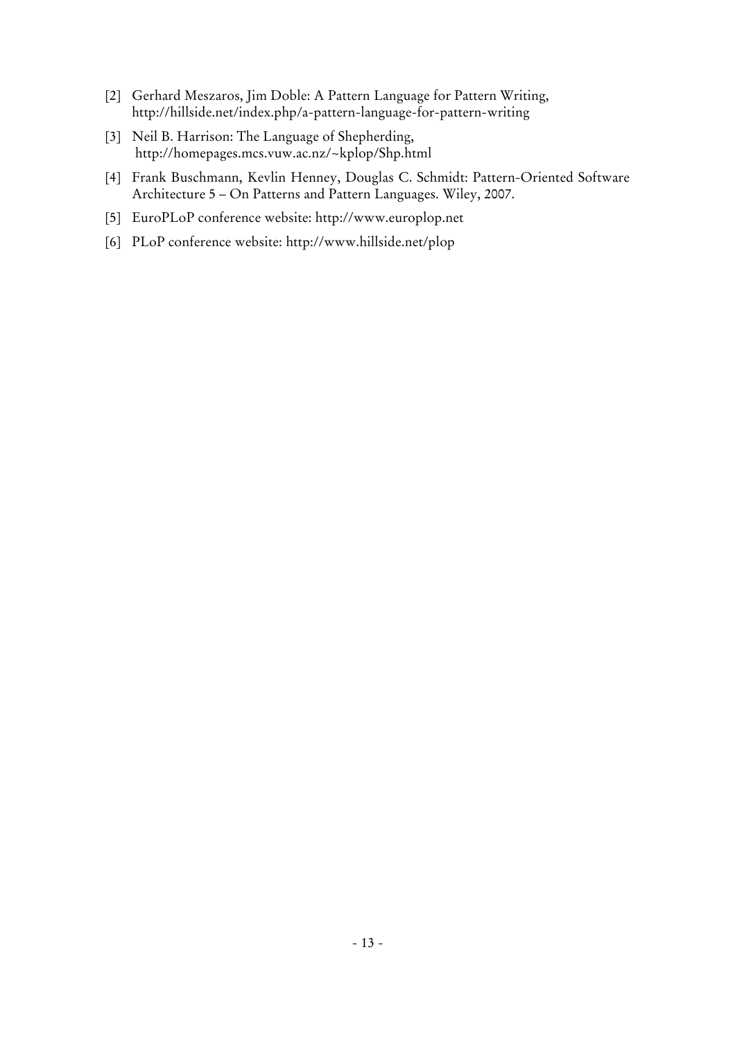[2] Gerhard Meszaros, Jim Doble: A Pattern Language for Pattern Writing, http://hillside.net/index.php/a-pattern-language-for-pattern-writing

[3] Neil B. Harrison: The Language of Shepherding, http://homepages.mcs.vuw.ac.nz/~kplop/Shp.html

[4] Frank Buschmann, Kevlin Henney, Douglas C. Schmidt: Pattern-Oriented Software Architecture 5 – On Patterns and Pattern Languages. Wiley, 2007.

[5] EuroPLoP conference website: http://www.europlop.net

[6] PLoP conference website: http://www.hillside.net/plop